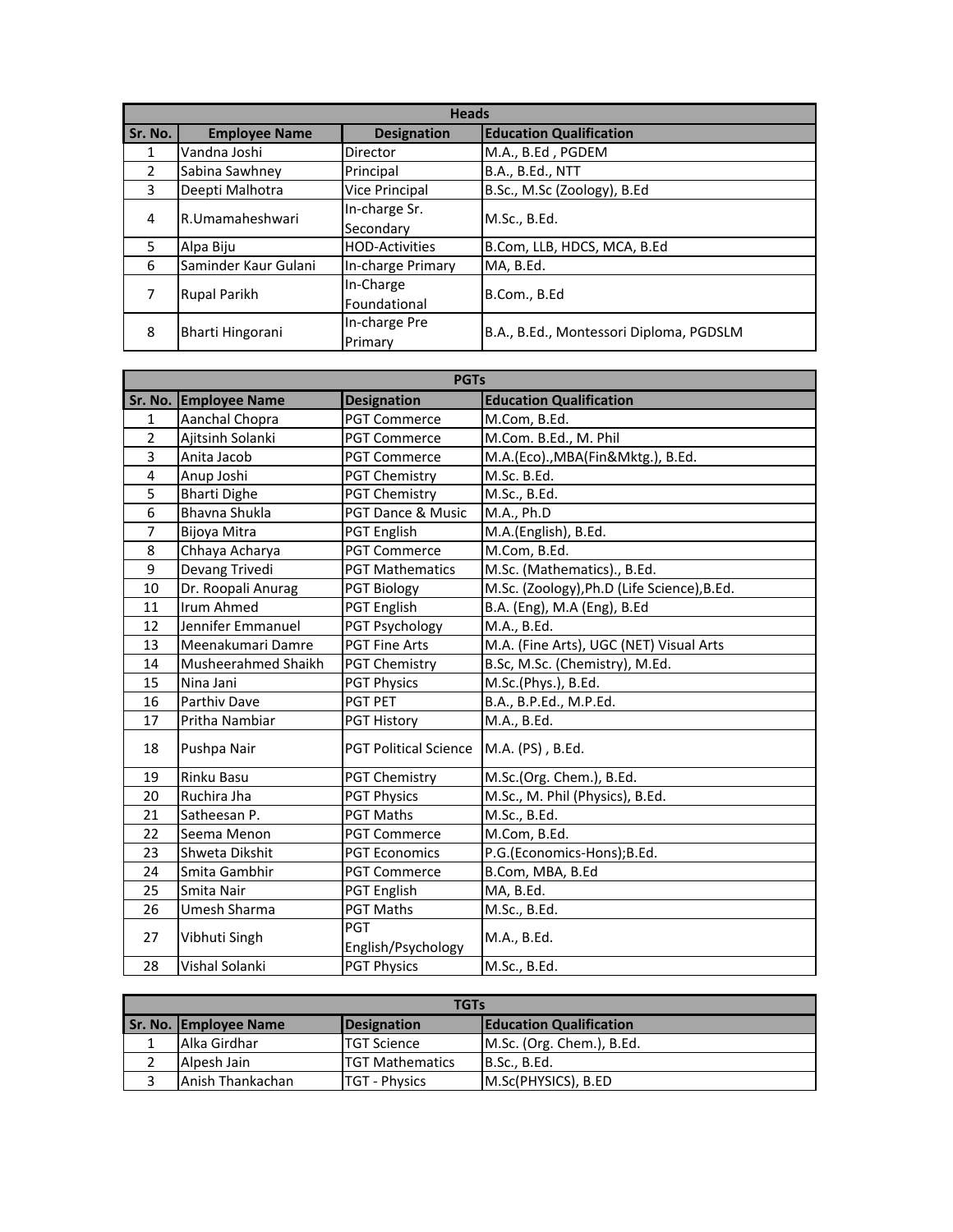| Heads | | | |
|---|---|---|---|
| **Sr. No.** | **Employee Name** | **Designation** | **Education Qualification** |
| 1 | Vandna Joshi | Director | M.A., B.Ed , PGDEM |
| 2 | Sabina Sawhney | Principal | B.A., B.Ed., NTT |
| 3 | Deepti Malhotra | Vice Principal | B.Sc., M.Sc (Zoology), B.Ed |
| 4 | R.Umamaheshwari | In-charge Sr. Secondary | M.Sc., B.Ed. |
| 5 | Alpa Biju | HOD-Activities | B.Com, LLB, HDCS, MCA, B.Ed |
| 6 | Saminder Kaur Gulani | In-charge Primary | MA, B.Ed. |
| 7 | Rupal Parikh | In-Charge Foundational | B.Com., B.Ed |
| 8 | Bharti Hingorani | In-charge Pre Primary | B.A., B.Ed., Montessori Diploma, PGDSLM |

| PGTs | | | |
|---|---|---|---|
| **Sr. No.** | **Employee Name** | **Designation** | **Education Qualification** |
| 1 | Aanchal Chopra | PGT Commerce | M.Com, B.Ed. |
| 2 | Ajitsinh Solanki | PGT Commerce | M.Com. B.Ed., M. Phil |
| 3 | Anita Jacob | PGT Commerce | M.A.(Eco).,MBA(Fin&Mktg.), B.Ed. |
| 4 | Anup Joshi | PGT Chemistry | M.Sc. B.Ed. |
| 5 | Bharti Dighe | PGT Chemistry | M.Sc., B.Ed. |
| 6 | Bhavna Shukla | PGT Dance & Music | M.A., Ph.D |
| 7 | Bijoya Mitra | PGT English | M.A.(English), B.Ed. |
| 8 | Chhaya Acharya | PGT Commerce | M.Com, B.Ed. |
| 9 | Devang Trivedi | PGT Mathematics | M.Sc. (Mathematics)., B.Ed. |
| 10 | Dr. Roopali Anurag | PGT Biology | M.Sc. (Zoology),Ph.D (Life Science),B.Ed. |
| 11 | Irum Ahmed | PGT English | B.A. (Eng), M.A (Eng), B.Ed |
| 12 | Jennifer Emmanuel | PGT Psychology | M.A., B.Ed. |
| 13 | Meenakumari Damre | PGT Fine Arts | M.A. (Fine Arts), UGC (NET) Visual Arts |
| 14 | Musheerahmed Shaikh | PGT Chemistry | B.Sc, M.Sc. (Chemistry), M.Ed. |
| 15 | Nina Jani | PGT Physics | M.Sc.(Phys.), B.Ed. |
| 16 | Parthiv Dave | PGT PET | B.A., B.P.Ed., M.P.Ed. |
| 17 | Pritha Nambiar | PGT History | M.A., B.Ed. |
| 18 | Pushpa Nair | PGT Political Science | M.A. (PS) , B.Ed. |
| 19 | Rinku Basu | PGT Chemistry | M.Sc.(Org. Chem.), B.Ed. |
| 20 | Ruchira Jha | PGT Physics | M.Sc., M. Phil (Physics), B.Ed. |
| 21 | Satheesan P. | PGT Maths | M.Sc., B.Ed. |
| 22 | Seema Menon | PGT Commerce | M.Com, B.Ed. |
| 23 | Shweta Dikshit | PGT Economics | P.G.(Economics-Hons);B.Ed. |
| 24 | Smita Gambhir | PGT Commerce | B.Com, MBA, B.Ed |
| 25 | Smita Nair | PGT English | MA, B.Ed. |
| 26 | Umesh Sharma | PGT Maths | M.Sc., B.Ed. |
| 27 | Vibhuti Singh | PGT English/Psychology | M.A., B.Ed. |
| 28 | Vishal Solanki | PGT Physics | M.Sc., B.Ed. |

| TGTs | | | |
|---|---|---|---|
| **Sr. No.** | **Employee Name** | **Designation** | **Education Qualification** |
| 1 | Alka Girdhar | TGT Science | M.Sc. (Org. Chem.), B.Ed. |
| 2 | Alpesh Jain | TGT Mathematics | B.Sc., B.Ed. |
| 3 | Anish Thankachan | TGT - Physics | M.Sc(PHYSICS), B.ED |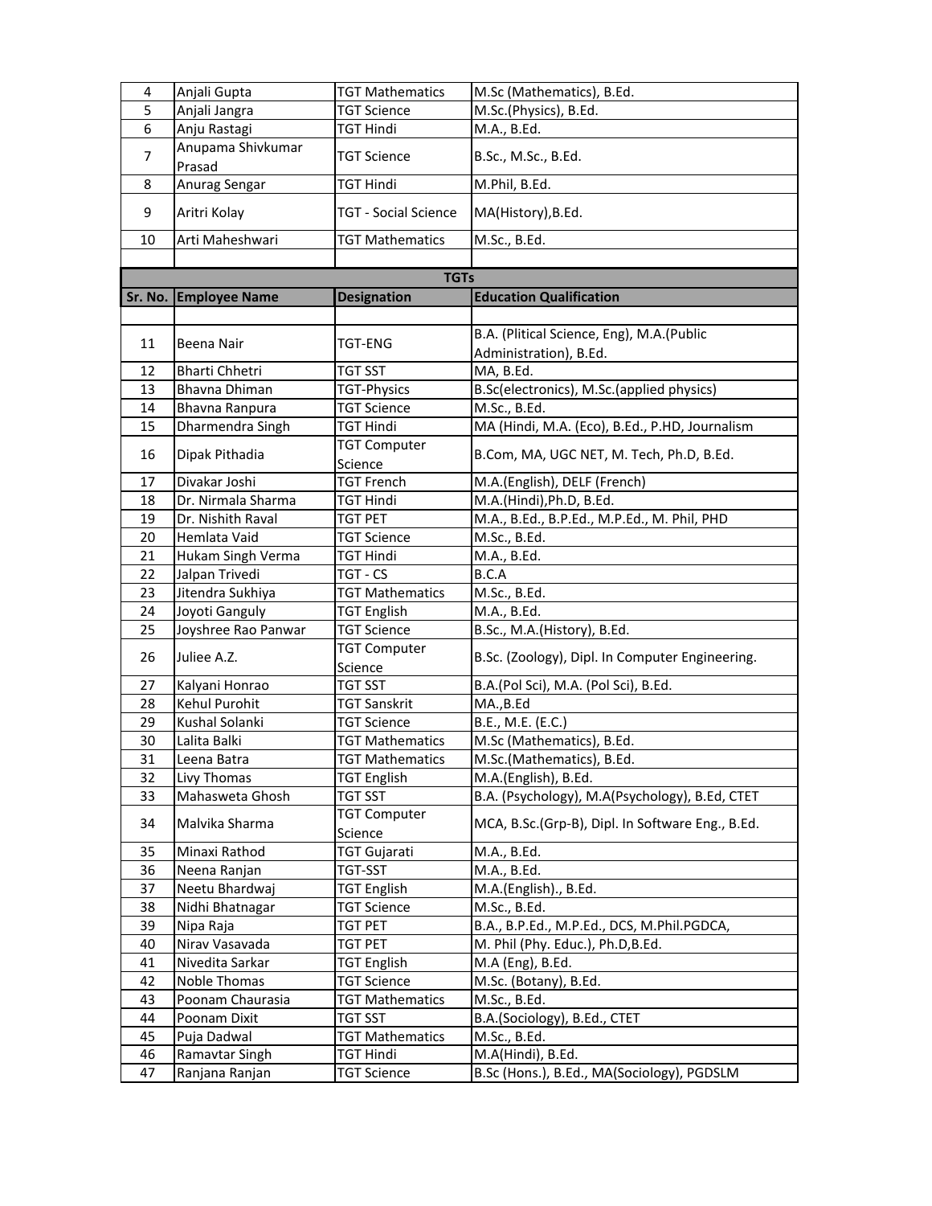| Sr. No. | Employee Name | Designation | Education Qualification |
|---|---|---|---|
| 4 | Anjali Gupta | TGT Mathematics | M.Sc (Mathematics), B.Ed. |
| 5 | Anjali Jangra | TGT Science | M.Sc.(Physics), B.Ed. |
| 6 | Anju Rastagi | TGT Hindi | M.A., B.Ed. |
| 7 | Anupama Shivkumar Prasad | TGT Science | B.Sc., M.Sc., B.Ed. |
| 8 | Anurag Sengar | TGT Hindi | M.Phil, B.Ed. |
| 9 | Aritri Kolay | TGT - Social Science | MA(History),B.Ed. |
| 10 | Arti Maheshwari | TGT Mathematics | M.Sc., B.Ed. |

**TGTs**

| Sr. No. | Employee Name | Designation | Education Qualification |
|---|---|---|---|
| 11 | Beena Nair | TGT-ENG | B.A. (Plitical Science, Eng), M.A.(Public Administration), B.Ed. |
| 12 | Bharti Chhetri | TGT SST | MA, B.Ed. |
| 13 | Bhavna Dhiman | TGT-Physics | B.Sc(electronics), M.Sc.(applied physics) |
| 14 | Bhavna Ranpura | TGT Science | M.Sc., B.Ed. |
| 15 | Dharmendra Singh | TGT Hindi | MA (Hindi, M.A. (Eco), B.Ed., P.HD, Journalism |
| 16 | Dipak Pithadia | TGT Computer Science | B.Com, MA, UGC NET, M. Tech, Ph.D, B.Ed. |
| 17 | Divakar Joshi | TGT French | M.A.(English), DELF (French) |
| 18 | Dr. Nirmala Sharma | TGT Hindi | M.A.(Hindi),Ph.D, B.Ed. |
| 19 | Dr. Nishith Raval | TGT PET | M.A., B.Ed., B.P.Ed., M.P.Ed., M. Phil, PHD |
| 20 | Hemlata Vaid | TGT Science | M.Sc., B.Ed. |
| 21 | Hukam Singh Verma | TGT Hindi | M.A., B.Ed. |
| 22 | Jalpan Trivedi | TGT - CS | B.C.A |
| 23 | Jitendra Sukhiya | TGT Mathematics | M.Sc., B.Ed. |
| 24 | Joyoti Ganguly | TGT English | M.A., B.Ed. |
| 25 | Joyshree Rao Panwar | TGT Science | B.Sc., M.A.(History), B.Ed. |
| 26 | Juliee A.Z. | TGT Computer Science | B.Sc. (Zoology), Dipl. In Computer Engineering. |
| 27 | Kalyani Honrao | TGT SST | B.A.(Pol Sci), M.A. (Pol Sci), B.Ed. |
| 28 | Kehul Purohit | TGT Sanskrit | MA.,B.Ed |
| 29 | Kushal Solanki | TGT Science | B.E., M.E. (E.C.) |
| 30 | Lalita Balki | TGT Mathematics | M.Sc (Mathematics), B.Ed. |
| 31 | Leena Batra | TGT Mathematics | M.Sc.(Mathematics), B.Ed. |
| 32 | Livy Thomas | TGT English | M.A.(English), B.Ed. |
| 33 | Mahasweta Ghosh | TGT SST | B.A. (Psychology), M.A(Psychology), B.Ed, CTET |
| 34 | Malvika Sharma | TGT Computer Science | MCA, B.Sc.(Grp-B), Dipl. In Software Eng., B.Ed. |
| 35 | Minaxi Rathod | TGT Gujarati | M.A., B.Ed. |
| 36 | Neena Ranjan | TGT-SST | M.A., B.Ed. |
| 37 | Neetu Bhardwaj | TGT English | M.A.(English)., B.Ed. |
| 38 | Nidhi Bhatnagar | TGT Science | M.Sc., B.Ed. |
| 39 | Nipa Raja | TGT PET | B.A., B.P.Ed., M.P.Ed., DCS, M.Phil.PGDCA, |
| 40 | Nirav Vasavada | TGT PET | M. Phil (Phy. Educ.), Ph.D,B.Ed. |
| 41 | Nivedita Sarkar | TGT English | M.A (Eng), B.Ed. |
| 42 | Noble Thomas | TGT Science | M.Sc. (Botany), B.Ed. |
| 43 | Poonam Chaurasia | TGT Mathematics | M.Sc., B.Ed. |
| 44 | Poonam Dixit | TGT SST | B.A.(Sociology), B.Ed., CTET |
| 45 | Puja Dadwal | TGT Mathematics | M.Sc., B.Ed. |
| 46 | Ramavtar Singh | TGT Hindi | M.A(Hindi), B.Ed. |
| 47 | Ranjana Ranjan | TGT Science | B.Sc (Hons.), B.Ed., MA(Sociology), PGDSLM |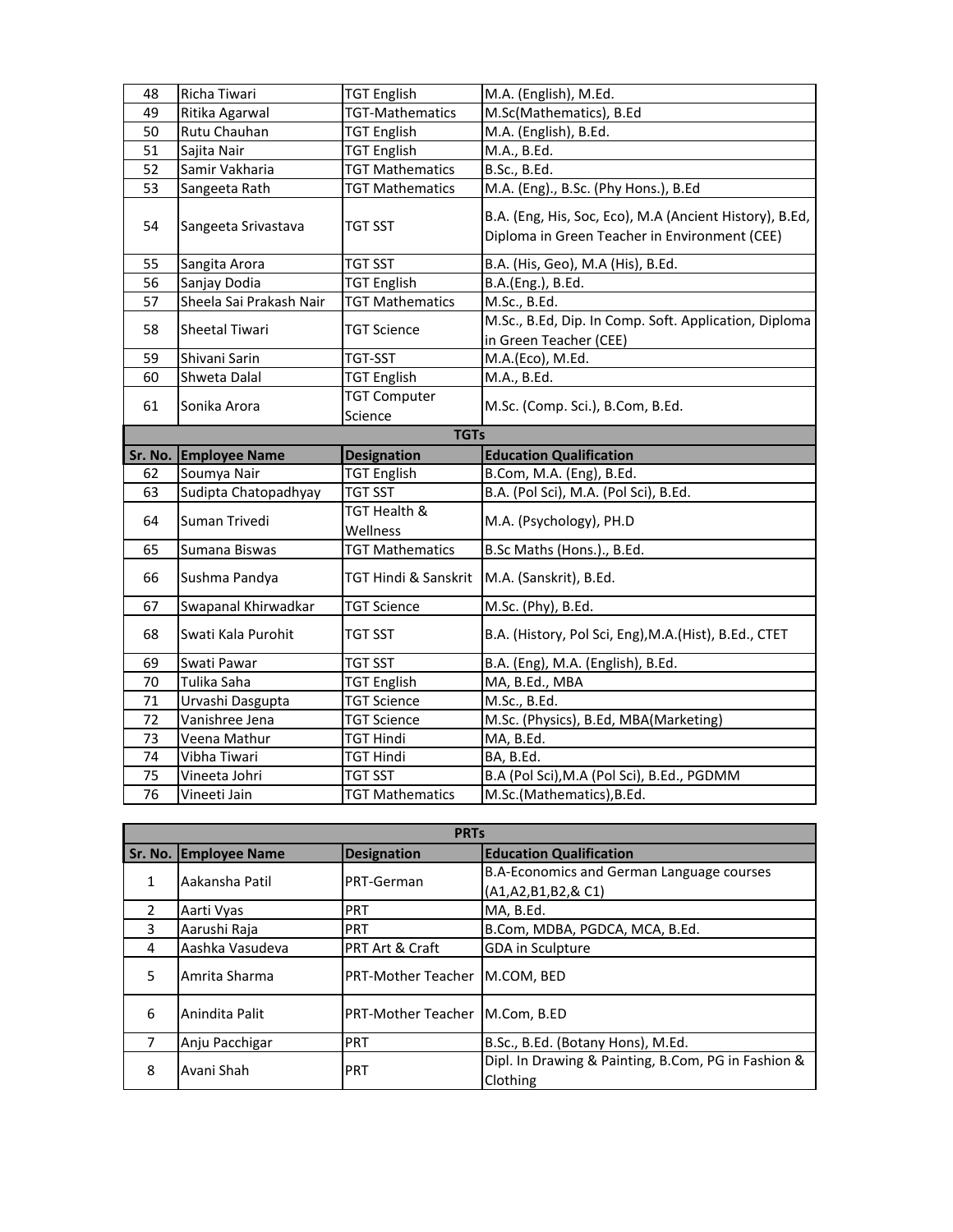| Sr. No. | Employee Name | Designation | Education Qualification |
|---|---|---|---|
| 48 | Richa Tiwari | TGT English | M.A. (English), M.Ed. |
| 49 | Ritika Agarwal | TGT-Mathematics | M.Sc(Mathematics), B.Ed |
| 50 | Rutu Chauhan | TGT English | M.A. (English), B.Ed. |
| 51 | Sajita Nair | TGT English | M.A., B.Ed. |
| 52 | Samir Vakharia | TGT Mathematics | B.Sc., B.Ed. |
| 53 | Sangeeta Rath | TGT Mathematics | M.A. (Eng)., B.Sc. (Phy Hons.), B.Ed |
| 54 | Sangeeta Srivastava | TGT SST | B.A. (Eng, His, Soc, Eco), M.A (Ancient History), B.Ed, Diploma in Green Teacher in Environment (CEE) |
| 55 | Sangita Arora | TGT SST | B.A. (His, Geo), M.A (His), B.Ed. |
| 56 | Sanjay Dodia | TGT English | B.A.(Eng.), B.Ed. |
| 57 | Sheela Sai Prakash Nair | TGT Mathematics | M.Sc., B.Ed. |
| 58 | Sheetal Tiwari | TGT Science | M.Sc., B.Ed, Dip. In Comp. Soft. Application, Diploma in Green Teacher (CEE) |
| 59 | Shivani Sarin | TGT-SST | M.A.(Eco), M.Ed. |
| 60 | Shweta Dalal | TGT English | M.A., B.Ed. |
| 61 | Sonika Arora | TGT Computer Science | M.Sc. (Comp. Sci.), B.Com, B.Ed. |

| TGTs | | | |
|---|---|---|---|
| **Sr. No.** | **Employee Name** | **Designation** | **Education Qualification** |
| 62 | Soumya Nair | TGT English | B.Com, M.A. (Eng), B.Ed. |
| 63 | Sudipta Chatopadhyay | TGT SST | B.A. (Pol Sci), M.A. (Pol Sci), B.Ed. |
| 64 | Suman Trivedi | TGT Health & Wellness | M.A. (Psychology), PH.D |
| 65 | Sumana Biswas | TGT Mathematics | B.Sc Maths (Hons.)., B.Ed. |
| 66 | Sushma Pandya | TGT Hindi & Sanskrit | M.A. (Sanskrit), B.Ed. |
| 67 | Swapanal Khirwadkar | TGT Science | M.Sc. (Phy), B.Ed. |
| 68 | Swati Kala Purohit | TGT SST | B.A. (History, Pol Sci, Eng),M.A.(Hist), B.Ed., CTET |
| 69 | Swati Pawar | TGT SST | B.A. (Eng), M.A. (English), B.Ed. |
| 70 | Tulika Saha | TGT English | MA, B.Ed., MBA |
| 71 | Urvashi Dasgupta | TGT Science | M.Sc., B.Ed. |
| 72 | Vanishree Jena | TGT Science | M.Sc. (Physics), B.Ed, MBA(Marketing) |
| 73 | Veena Mathur | TGT Hindi | MA, B.Ed. |
| 74 | Vibha Tiwari | TGT Hindi | BA, B.Ed. |
| 75 | Vineeta Johri | TGT SST | B.A (Pol Sci),M.A (Pol Sci), B.Ed., PGDMM |
| 76 | Vineeti Jain | TGT Mathematics | M.Sc.(Mathematics),B.Ed. |

| PRTs | | | |
|---|---|---|---|
| **Sr. No.** | **Employee Name** | **Designation** | **Education Qualification** |
| 1 | Aakansha Patil | PRT-German | B.A-Economics and German Language courses (A1,A2,B1,B2,& C1) |
| 2 | Aarti Vyas | PRT | MA, B.Ed. |
| 3 | Aarushi Raja | PRT | B.Com, MDBA, PGDCA, MCA, B.Ed. |
| 4 | Aashka Vasudeva | PRT Art & Craft | GDA in Sculpture |
| 5 | Amrita Sharma | PRT-Mother Teacher | M.COM, BED |
| 6 | Anindita Palit | PRT-Mother Teacher | M.Com, B.ED |
| 7 | Anju Pacchigar | PRT | B.Sc., B.Ed. (Botany Hons), M.Ed. |
| 8 | Avani Shah | PRT | Dipl. In Drawing & Painting, B.Com, PG in Fashion & Clothing |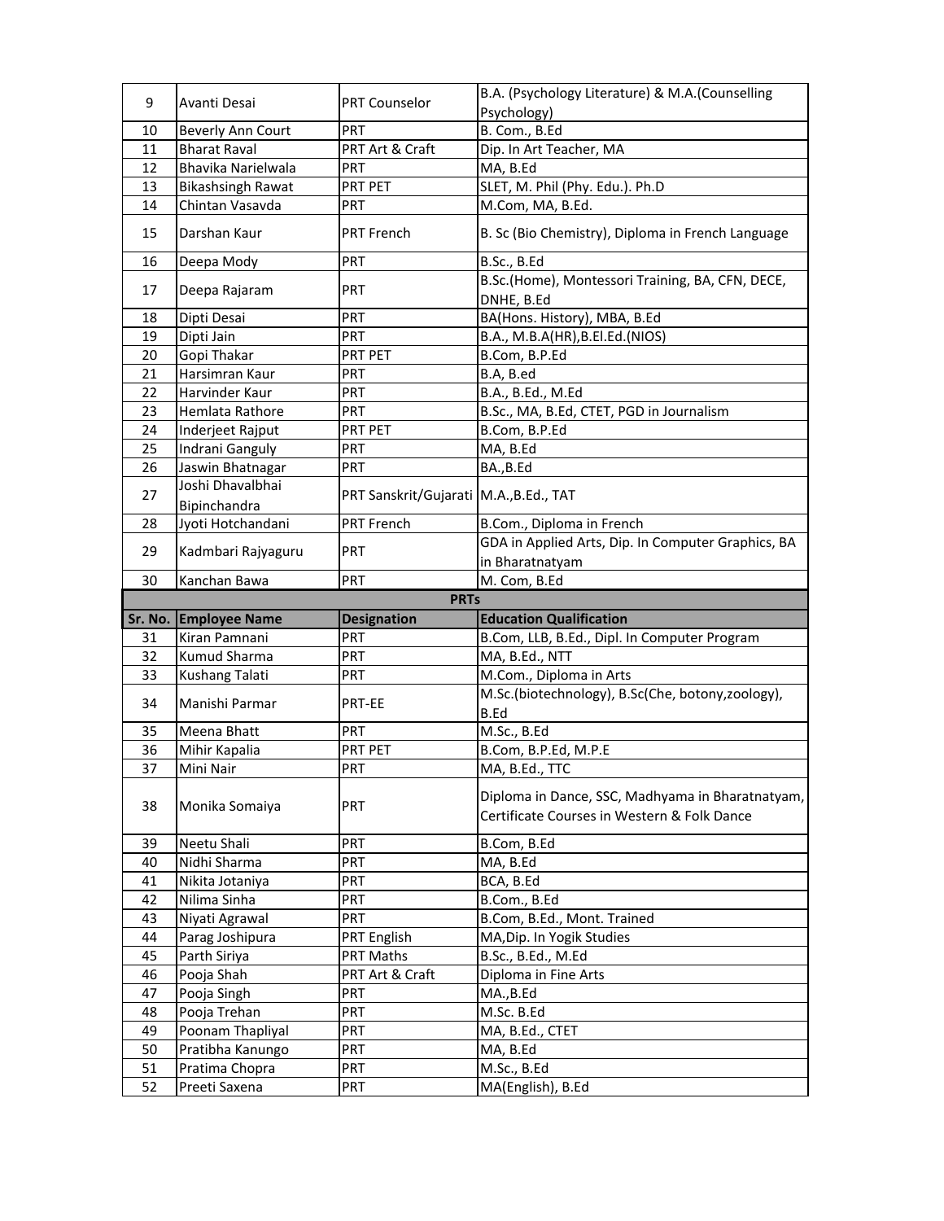| 9 | Avanti Desai | PRT Counselor | B.A. (Psychology Literature) & M.A.(Counselling Psychology) |
|---|---|---|---|
| 10 | Beverly Ann Court | PRT | B. Com., B.Ed |
| 11 | Bharat Raval | PRT Art & Craft | Dip. In Art Teacher, MA |
| 12 | Bhavika Narielwala | PRT | MA, B.Ed |
| 13 | Bikashsingh Rawat | PRT PET | SLET, M. Phil (Phy. Edu.). Ph.D |
| 14 | Chintan Vasavda | PRT | M.Com, MA, B.Ed. |
| 15 | Darshan Kaur | PRT French | B. Sc (Bio Chemistry), Diploma in French Language |
| 16 | Deepa Mody | PRT | B.Sc., B.Ed |
| 17 | Deepa Rajaram | PRT | B.Sc.(Home), Montessori Training, BA, CFN, DECE, DNHE, B.Ed |
| 18 | Dipti Desai | PRT | BA(Hons. History), MBA, B.Ed |
| 19 | Dipti Jain | PRT | B.A., M.B.A(HR),B.El.Ed.(NIOS) |
| 20 | Gopi Thakar | PRT PET | B.Com, B.P.Ed |
| 21 | Harsimran Kaur | PRT | B.A, B.ed |
| 22 | Harvinder Kaur | PRT | B.A., B.Ed., M.Ed |
| 23 | Hemlata Rathore | PRT | B.Sc., MA, B.Ed, CTET, PGD in Journalism |
| 24 | Inderjeet Rajput | PRT PET | B.Com, B.P.Ed |
| 25 | Indrani Ganguly | PRT | MA, B.Ed |
| 26 | Jaswin Bhatnagar | PRT | BA.,B.Ed |
| 27 | Joshi Dhavalbhai Bipinchandra | PRT Sanskrit/Gujarati | M.A.,B.Ed., TAT |
| 28 | Jyoti Hotchandani | PRT French | B.Com., Diploma in French |
| 29 | Kadmbari Rajyaguru | PRT | GDA in Applied Arts, Dip. In Computer Graphics, BA in Bharatnatyam |
| 30 | Kanchan Bawa | PRT | M. Com, B.Ed |

**PRTs**

| Sr. No. | Employee Name | Designation | Education Qualification |
|---|---|---|---|
| 31 | Kiran Pamnani | PRT | B.Com, LLB, B.Ed., Dipl. In Computer Program |
| 32 | Kumud Sharma | PRT | MA, B.Ed., NTT |
| 33 | Kushang Talati | PRT | M.Com., Diploma in Arts |
| 34 | Manishi Parmar | PRT-EE | M.Sc.(biotechnology), B.Sc(Che, botony,zoology), B.Ed |
| 35 | Meena Bhatt | PRT | M.Sc., B.Ed |
| 36 | Mihir Kapalia | PRT PET | B.Com, B.P.Ed, M.P.E |
| 37 | Mini Nair | PRT | MA, B.Ed., TTC |
| 38 | Monika Somaiya | PRT | Diploma in Dance, SSC, Madhyama in Bharatnatyam, Certificate Courses in Western & Folk Dance |
| 39 | Neetu Shali | PRT | B.Com, B.Ed |
| 40 | Nidhi Sharma | PRT | MA, B.Ed |
| 41 | Nikita Jotaniya | PRT | BCA, B.Ed |
| 42 | Nilima Sinha | PRT | B.Com., B.Ed |
| 43 | Niyati Agrawal | PRT | B.Com, B.Ed., Mont. Trained |
| 44 | Parag Joshipura | PRT English | MA,Dip. In Yogik Studies |
| 45 | Parth Siriya | PRT Maths | B.Sc., B.Ed., M.Ed |
| 46 | Pooja Shah | PRT Art & Craft | Diploma in Fine Arts |
| 47 | Pooja Singh | PRT | MA.,B.Ed |
| 48 | Pooja Trehan | PRT | M.Sc. B.Ed |
| 49 | Poonam Thapliyal | PRT | MA, B.Ed., CTET |
| 50 | Pratibha Kanungo | PRT | MA, B.Ed |
| 51 | Pratima Chopra | PRT | M.Sc., B.Ed |
| 52 | Preeti Saxena | PRT | MA(English), B.Ed |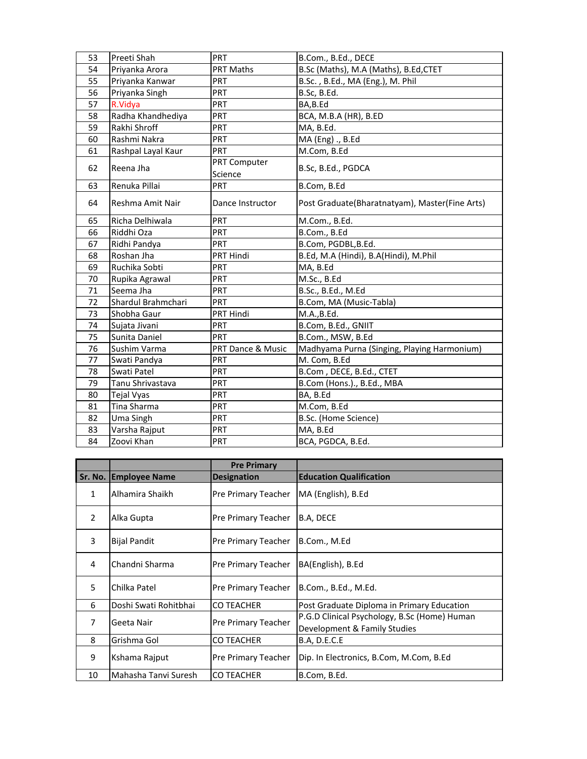| | | | |
|---|---|---|---|
| 53 | Preeti Shah | PRT | B.Com., B.Ed., DECE |
| 54 | Priyanka Arora | PRT Maths | B.Sc (Maths), M.A (Maths), B.Ed,CTET |
| 55 | Priyanka Kanwar | PRT | B.Sc. , B.Ed., MA (Eng.), M. Phil |
| 56 | Priyanka Singh | PRT | B.Sc, B.Ed. |
| 57 | R.Vidya | PRT | BA,B.Ed |
| 58 | Radha Khandhediya | PRT | BCA, M.B.A (HR), B.ED |
| 59 | Rakhi Shroff | PRT | MA, B.Ed. |
| 60 | Rashmi Nakra | PRT | MA (Eng) ., B.Ed |
| 61 | Rashpal Layal Kaur | PRT | M.Com, B.Ed |
| 62 | Reena Jha | PRT Computer Science | B.Sc, B.Ed., PGDCA |
| 63 | Renuka Pillai | PRT | B.Com, B.Ed |
| 64 | Reshma Amit Nair | Dance Instructor | Post Graduate(Bharatnatyam), Master(Fine Arts) |
| 65 | Richa Delhiwala | PRT | M.Com., B.Ed. |
| 66 | Riddhi Oza | PRT | B.Com., B.Ed |
| 67 | Ridhi Pandya | PRT | B.Com, PGDBL,B.Ed. |
| 68 | Roshan Jha | PRT Hindi | B.Ed, M.A (Hindi), B.A(Hindi), M.Phil |
| 69 | Ruchika Sobti | PRT | MA, B.Ed |
| 70 | Rupika Agrawal | PRT | M.Sc., B.Ed |
| 71 | Seema Jha | PRT | B.Sc., B.Ed., M.Ed |
| 72 | Shardul Brahmchari | PRT | B.Com, MA (Music-Tabla) |
| 73 | Shobha Gaur | PRT Hindi | M.A.,B.Ed. |
| 74 | Sujata Jivani | PRT | B.Com, B.Ed., GNIIT |
| 75 | Sunita Daniel | PRT | B.Com., MSW, B.Ed |
| 76 | Sushim Varma | PRT Dance & Music | Madhyama Purna (Singing, Playing Harmonium) |
| 77 | Swati Pandya | PRT | M. Com, B.Ed |
| 78 | Swati Patel | PRT | B.Com , DECE, B.Ed., CTET |
| 79 | Tanu Shrivastava | PRT | B.Com (Hons.)., B.Ed., MBA |
| 80 | Tejal Vyas | PRT | BA, B.Ed |
| 81 | Tina Sharma | PRT | M.Com, B.Ed |
| 82 | Uma Singh | PRT | B.Sc. (Home Science) |
| 83 | Varsha Rajput | PRT | MA, B.Ed |
| 84 | Zoovi Khan | PRT | BCA, PGDCA, B.Ed. |

| | | **Pre Primary** | |
|---|---|---|---|
| **Sr. No.** | **Employee Name** | **Designation** | **Education Qualification** |
| 1 | Alhamira Shaikh | Pre Primary Teacher | MA (English), B.Ed |
| 2 | Alka Gupta | Pre Primary Teacher | B.A, DECE |
| 3 | Bijal Pandit | Pre Primary Teacher | B.Com., M.Ed |
| 4 | Chandni Sharma | Pre Primary Teacher | BA(English), B.Ed |
| 5 | Chilka Patel | Pre Primary Teacher | B.Com., B.Ed., M.Ed. |
| 6 | Doshi Swati Rohitbhai | CO TEACHER | Post Graduate Diploma in Primary Education |
| 7 | Geeta Nair | Pre Primary Teacher | P.G.D Clinical Psychology, B.Sc (Home) Human Development & Family Studies |
| 8 | Grishma Gol | CO TEACHER | B.A, D.E.C.E |
| 9 | Kshama Rajput | Pre Primary Teacher | Dip. In Electronics, B.Com, M.Com, B.Ed |
| 10 | Mahasha Tanvi Suresh | CO TEACHER | B.Com, B.Ed. |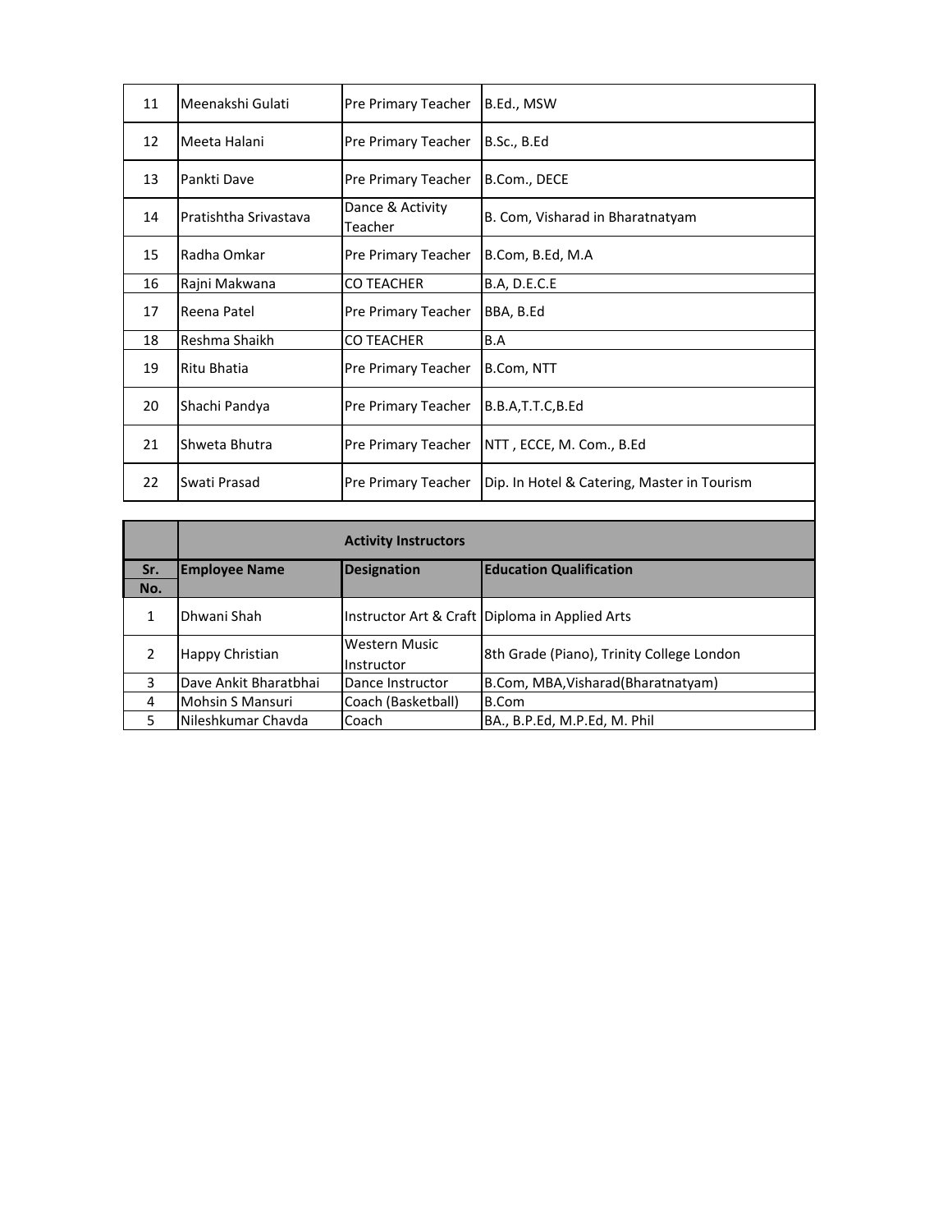| 11 | Meenakshi Gulati | Pre Primary Teacher | B.Ed., MSW |
|---|---|---|---|
| 12 | Meeta Halani | Pre Primary Teacher | B.Sc., B.Ed |
| 13 | Pankti Dave | Pre Primary Teacher | B.Com., DECE |
| 14 | Pratishtha Srivastava | Dance & Activity Teacher | B. Com, Visharad in Bharatnatyam |
| 15 | Radha Omkar | Pre Primary Teacher | B.Com, B.Ed, M.A |
| 16 | Rajni Makwana | CO TEACHER | B.A, D.E.C.E |
| 17 | Reena Patel | Pre Primary Teacher | BBA, B.Ed |
| 18 | Reshma Shaikh | CO TEACHER | B.A |
| 19 | Ritu Bhatia | Pre Primary Teacher | B.Com, NTT |
| 20 | Shachi Pandya | Pre Primary Teacher | B.B.A,T.T.C,B.Ed |
| 21 | Shweta Bhutra | Pre Primary Teacher | NTT , ECCE, M. Com., B.Ed |
| 22 | Swati Prasad | Pre Primary Teacher | Dip. In Hotel & Catering, Master in Tourism |

| | **Activity Instructors** | | |
|---|---|---|---|
| **Sr. No.** | **Employee Name** | **Designation** | **Education Qualification** |
| 1 | Dhwani Shah | Instructor Art & Craft | Diploma in Applied Arts |
| 2 | Happy Christian | Western Music Instructor | 8th Grade (Piano), Trinity College London |
| 3 | Dave Ankit Bharatbhai | Dance Instructor | B.Com, MBA,Visharad(Bharatnatyam) |
| 4 | Mohsin S Mansuri | Coach (Basketball) | B.Com |
| 5 | Nileshkumar Chavda | Coach | BA., B.P.Ed, M.P.Ed, M. Phil |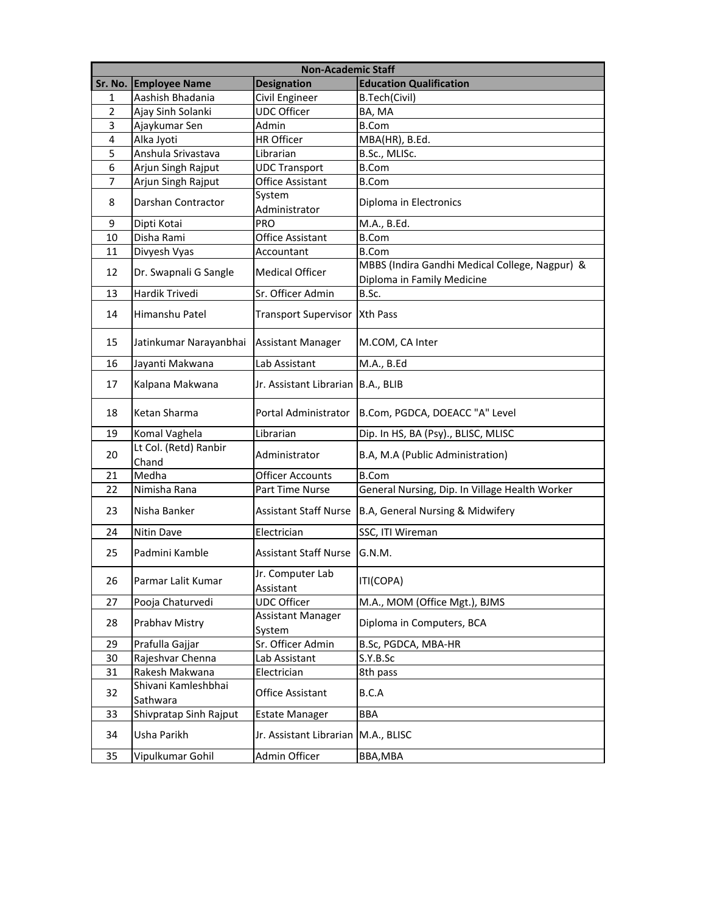| Non-Academic Staff | | | |
|---|---|---|---|
| Sr. No. | Employee Name | Designation | Education Qualification |
| 1 | Aashish Bhadania | Civil Engineer | B.Tech(Civil) |
| 2 | Ajay Sinh Solanki | UDC Officer | BA, MA |
| 3 | Ajaykumar Sen | Admin | B.Com |
| 4 | Alka Jyoti | HR Officer | MBA(HR), B.Ed. |
| 5 | Anshula Srivastava | Librarian | B.Sc., MLISc. |
| 6 | Arjun Singh Rajput | UDC Transport | B.Com |
| 7 | Arjun Singh Rajput | Office Assistant | B.Com |
| 8 | Darshan Contractor | System Administrator | Diploma in Electronics |
| 9 | Dipti Kotai | PRO | M.A., B.Ed. |
| 10 | Disha Rami | Office Assistant | B.Com |
| 11 | Divyesh Vyas | Accountant | B.Com |
| 12 | Dr. Swapnali G Sangle | Medical Officer | MBBS (Indira Gandhi Medical College, Nagpur) & Diploma in Family Medicine |
| 13 | Hardik Trivedi | Sr. Officer Admin | B.Sc. |
| 14 | Himanshu Patel | Transport Supervisor | Xth Pass |
| 15 | Jatinkumar Narayanbhai | Assistant Manager | M.COM, CA Inter |
| 16 | Jayanti Makwana | Lab Assistant | M.A., B.Ed |
| 17 | Kalpana Makwana | Jr. Assistant Librarian | B.A., BLIB |
| 18 | Ketan Sharma | Portal Administrator | B.Com, PGDCA, DOEACC "A" Level |
| 19 | Komal Vaghela | Librarian | Dip. In HS, BA (Psy)., BLISC, MLISC |
| 20 | Lt Col. (Retd) Ranbir Chand | Administrator | B.A, M.A (Public Administration) |
| 21 | Medha | Officer Accounts | B.Com |
| 22 | Nimisha Rana | Part Time Nurse | General Nursing, Dip. In Village Health Worker |
| 23 | Nisha Banker | Assistant Staff Nurse | B.A, General Nursing & Midwifery |
| 24 | Nitin Dave | Electrician | SSC, ITI Wireman |
| 25 | Padmini Kamble | Assistant Staff Nurse | G.N.M. |
| 26 | Parmar Lalit Kumar | Jr. Computer Lab Assistant | ITI(COPA) |
| 27 | Pooja Chaturvedi | UDC Officer | M.A., MOM (Office Mgt.), BJMS |
| 28 | Prabhav Mistry | Assistant Manager System | Diploma in Computers, BCA |
| 29 | Prafulla Gajjar | Sr. Officer Admin | B.Sc, PGDCA, MBA-HR |
| 30 | Rajeshvar Chenna | Lab Assistant | S.Y.B.Sc |
| 31 | Rakesh Makwana | Electrician | 8th pass |
| 32 | Shivani Kamleshbhai Sathwara | Office Assistant | B.C.A |
| 33 | Shivpratap Sinh Rajput | Estate Manager | BBA |
| 34 | Usha Parikh | Jr. Assistant Librarian | M.A., BLISC |
| 35 | Vipulkumar Gohil | Admin Officer | BBA,MBA |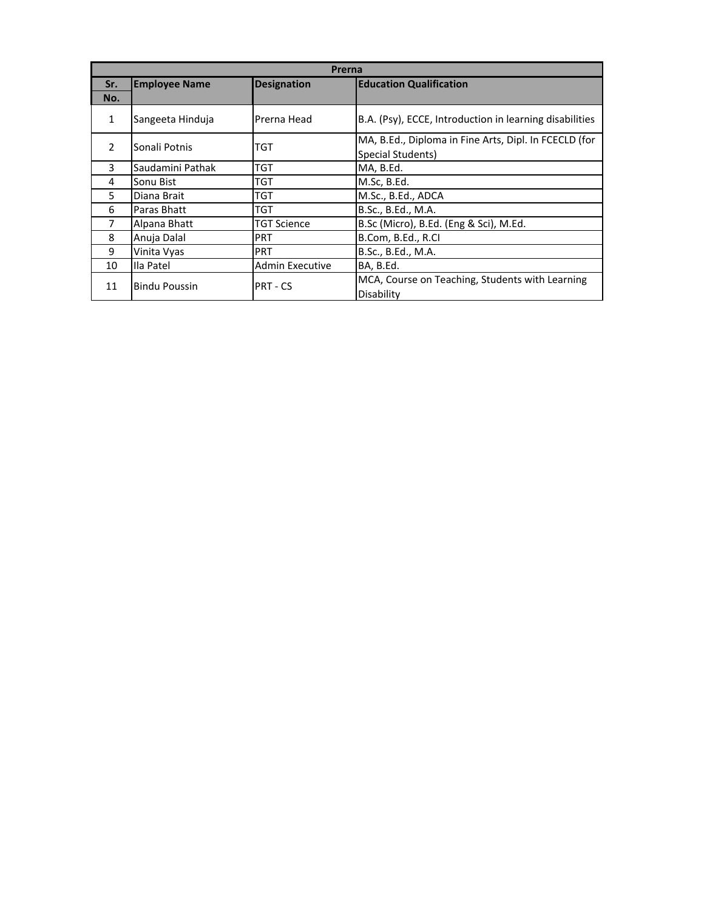| Prerna | | | |
|---|---|---|---|
| Sr. No. | Employee Name | Designation | Education Qualification |
| 1 | Sangeeta Hinduja | Prerna Head | B.A. (Psy), ECCE, Introduction in learning disabilities |
| 2 | Sonali Potnis | TGT | MA, B.Ed., Diploma in Fine Arts, Dipl. In FCECLD (for Special Students) |
| 3 | Saudamini Pathak | TGT | MA, B.Ed. |
| 4 | Sonu Bist | TGT | M.Sc, B.Ed. |
| 5 | Diana Brait | TGT | M.Sc., B.Ed., ADCA |
| 6 | Paras Bhatt | TGT | B.Sc., B.Ed., M.A. |
| 7 | Alpana Bhatt | TGT Science | B.Sc (Micro), B.Ed. (Eng & Sci), M.Ed. |
| 8 | Anuja Dalal | PRT | B.Com, B.Ed., R.CI |
| 9 | Vinita Vyas | PRT | B.Sc., B.Ed., M.A. |
| 10 | Ila Patel | Admin Executive | BA, B.Ed. |
| 11 | Bindu Poussin | PRT - CS | MCA, Course on Teaching, Students with Learning Disability |